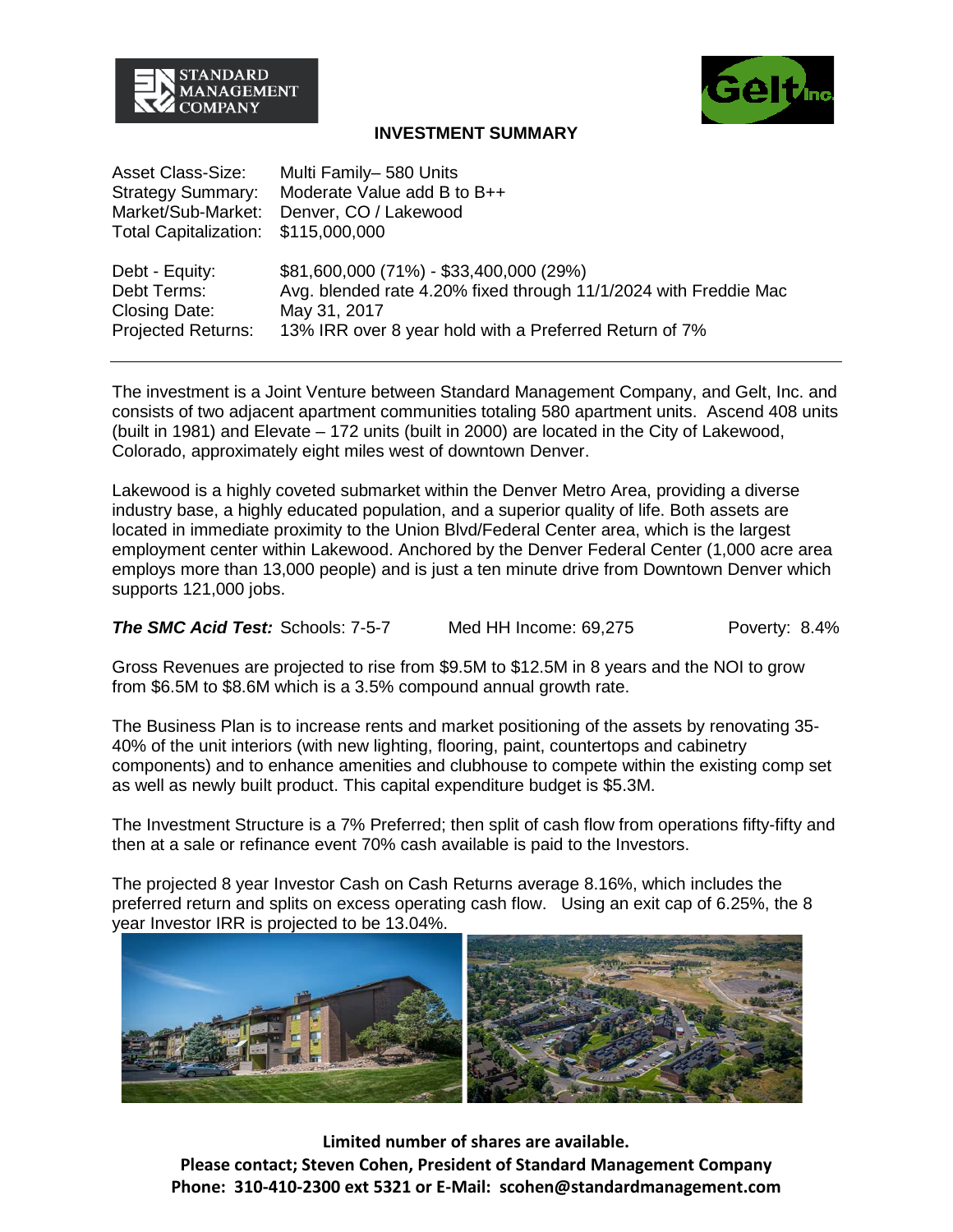# INVESTMENT SUMMARY

| | |
|---|---|
| Asset Class-Size: | Multi Family– 580 Units |
| Strategy Summary: | Moderate Value add B to B++ |
| Market/Sub-Market: | Denver, CO / Lakewood |
| Total Capitalization: | $115,000,000 |
| Debt - Equity: | $81,600,000 (71%) - $33,400,000 (29%) |
| Debt Terms: | Avg. blended rate 4.20% fixed through 11/1/2024 with Freddie Mac |
| Closing Date: | May 31, 2017 |
| Projected Returns: | 13% IRR over 8 year hold with a Preferred Return of 7% |

---

The investment is a Joint Venture between Standard Management Company, and Gelt, Inc. and consists of two adjacent apartment communities totaling 580 apartment units. Ascend 408 units (built in 1981) and Elevate – 172 units (built in 2000) are located in the City of Lakewood, Colorado, approximately eight miles west of downtown Denver.

Lakewood is a highly coveted submarket within the Denver Metro Area, providing a diverse industry base, a highly educated population, and a superior quality of life. Both assets are located in immediate proximity to the Union Blvd/Federal Center area, which is the largest employment center within Lakewood. Anchored by the Denver Federal Center (1,000 acre area employs more than 13,000 people) and is just a ten minute drive from Downtown Denver which supports 121,000 jobs.

***The SMC Acid Test:*** Schools: 7-5-7 Med HH Income: 69,275 Poverty: 8.4%

Gross Revenues are projected to rise from $9.5M to $12.5M in 8 years and the NOI to grow from $6.5M to $8.6M which is a 3.5% compound annual growth rate.

The Business Plan is to increase rents and market positioning of the assets by renovating 35-40% of the unit interiors (with new lighting, flooring, paint, countertops and cabinetry components) and to enhance amenities and clubhouse to compete within the existing comp set as well as newly built product. This capital expenditure budget is $5.3M.

The Investment Structure is a 7% Preferred; then split of cash flow from operations fifty-fifty and then at a sale or refinance event 70% cash available is paid to the Investors.

The projected 8 year Investor Cash on Cash Returns average 8.16%, which includes the preferred return and splits on excess operating cash flow. Using an exit cap of 6.25%, the 8 year Investor IRR is projected to be 13.04%.

**Limited number of shares are available.**
**Please contact; Steven Cohen, President of Standard Management Company**
**Phone: 310-410-2300 ext 5321 or E-Mail: scohen@standardmanagement.com**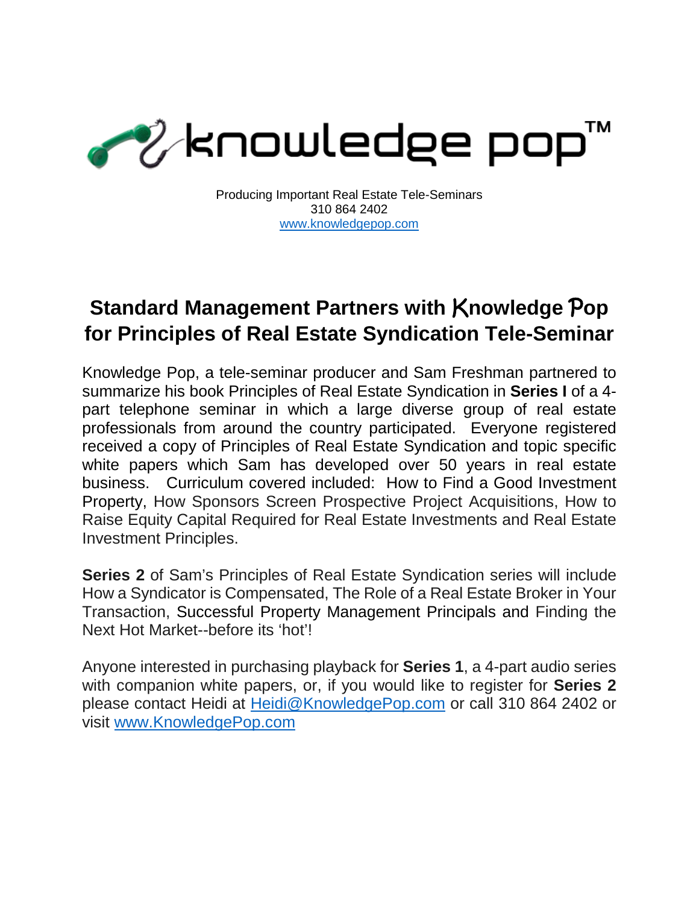knowledge pop™

Producing Important Real Estate Tele-Seminars
310 864 2402
www.knowledgepop.com

# Standard Management Partners with Knowledge Pop for Principles of Real Estate Syndication Tele-Seminar

Knowledge Pop, a tele-seminar producer and Sam Freshman partnered to summarize his book Principles of Real Estate Syndication in **Series I** of a 4-part telephone seminar in which a large diverse group of real estate professionals from around the country participated. Everyone registered received a copy of Principles of Real Estate Syndication and topic specific white papers which Sam has developed over 50 years in real estate business. Curriculum covered included: How to Find a Good Investment Property, How Sponsors Screen Prospective Project Acquisitions, How to Raise Equity Capital Required for Real Estate Investments and Real Estate Investment Principles.

**Series 2** of Sam's Principles of Real Estate Syndication series will include How a Syndicator is Compensated, The Role of a Real Estate Broker in Your Transaction, Successful Property Management Principals and Finding the Next Hot Market--before its 'hot'!

Anyone interested in purchasing playback for **Series 1**, a 4-part audio series with companion white papers, or, if you would like to register for **Series 2** please contact Heidi at Heidi@KnowledgePop.com or call 310 864 2402 or visit www.KnowledgePop.com